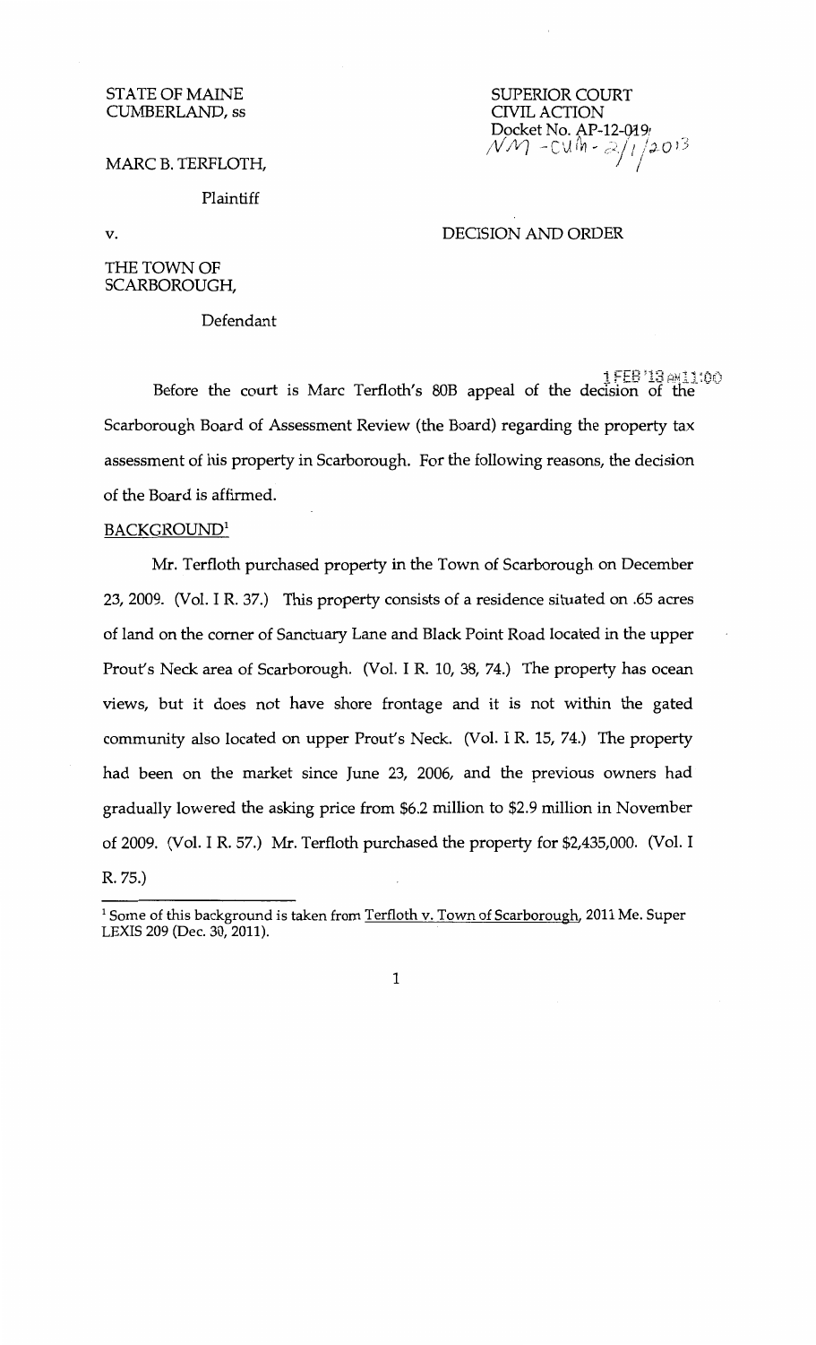STATE OF MAINE
CUMBERLAND, ss

SUPERIOR COURT
CIVIL ACTION
Docket No. AP-12-019
NM - CUM - 2/1/2013

MARC B. TERFLOTH,

Plaintiff

v.

DECISION AND ORDER

THE TOWN OF SCARBOROUGH,

Defendant

1 FEB '13 AM 11:00

Before the court is Marc Terfloth's 80B appeal of the decision of the Scarborough Board of Assessment Review (the Board) regarding the property tax assessment of his property in Scarborough. For the following reasons, the decision of the Board is affirmed.

BACKGROUND[1]

Mr. Terfloth purchased property in the Town of Scarborough on December 23, 2009. (Vol. I R. 37.) This property consists of a residence situated on .65 acres of land on the corner of Sanctuary Lane and Black Point Road located in the upper Prout's Neck area of Scarborough. (Vol. I R. 10, 38, 74.) The property has ocean views, but it does not have shore frontage and it is not within the gated community also located on upper Prout's Neck. (Vol. I R. 15, 74.) The property had been on the market since June 23, 2006, and the previous owners had gradually lowered the asking price from $6.2 million to $2.9 million in November of 2009. (Vol. I R. 57.) Mr. Terfloth purchased the property for $2,435,000. (Vol. I R. 75.)

[1] Some of this background is taken from Terfloth v. Town of Scarborough, 2011 Me. Super LEXIS 209 (Dec. 30, 2011).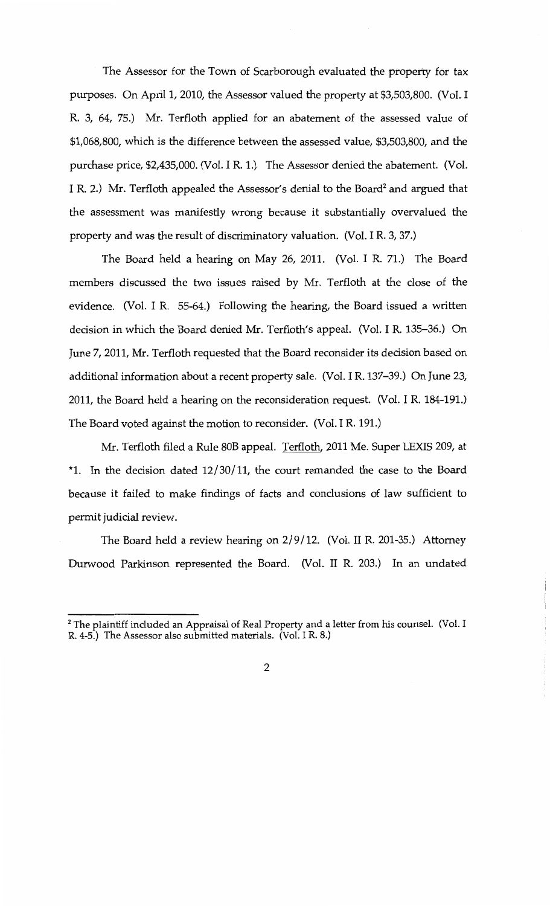The Assessor for the Town of Scarborough evaluated the property for tax purposes. On April 1, 2010, the Assessor valued the property at $3,503,800. (Vol. I R. 3, 64, 75.) Mr. Terfloth applied for an abatement of the assessed value of $1,068,800, which is the difference between the assessed value, $3,503,800, and the purchase price, $2,435,000. (Vol. I R. 1.) The Assessor denied the abatement. (Vol. I R. 2.) Mr. Terfloth appealed the Assessor's denial to the Board[2] and argued that the assessment was manifestly wrong because it substantially overvalued the property and was the result of discriminatory valuation. (Vol. I R. 3, 37.)

The Board held a hearing on May 26, 2011. (Vol. I R. 71.) The Board members discussed the two issues raised by Mr. Terfloth at the close of the evidence. (Vol. I R. 55-64.) Following the hearing, the Board issued a written decision in which the Board denied Mr. Terfloth's appeal. (Vol. I R. 135–36.) On June 7, 2011, Mr. Terfloth requested that the Board reconsider its decision based on additional information about a recent property sale. (Vol. I R. 137–39.) On June 23, 2011, the Board held a hearing on the reconsideration request. (Vol. I R. 184-191.) The Board voted against the motion to reconsider. (Vol. I R. 191.)

Mr. Terfloth filed a Rule 80B appeal. Terfloth, 2011 Me. Super LEXIS 209, at *1. In the decision dated 12/30/11, the court remanded the case to the Board because it failed to make findings of facts and conclusions of law sufficient to permit judicial review.

The Board held a review hearing on 2/9/12. (Vol. II R. 201-35.) Attorney Durwood Parkinson represented the Board. (Vol. II R. 203.) In an undated

---

[2] The plaintiff included an Appraisal of Real Property and a letter from his counsel. (Vol. I R. 4-5.) The Assessor also submitted materials. (Vol. I R. 8.)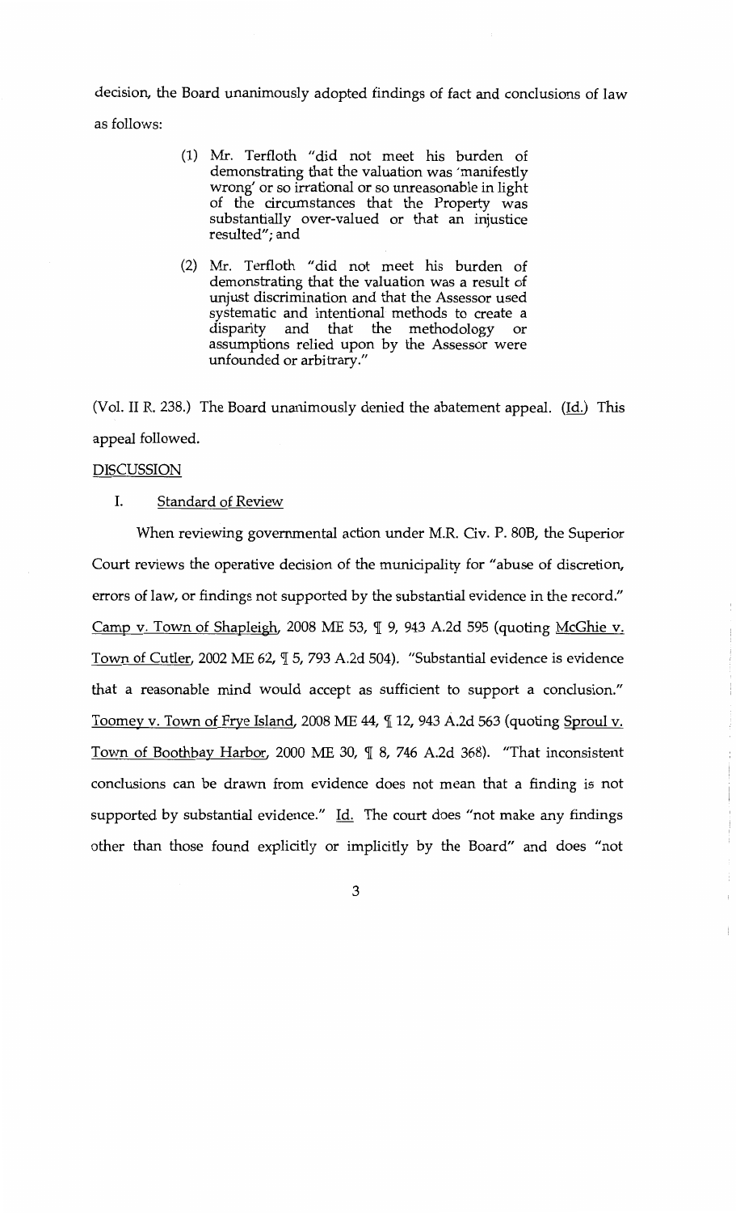decision, the Board unanimously adopted findings of fact and conclusions of law as follows:

> (1) Mr. Terfloth "did not meet his burden of demonstrating that the valuation was 'manifestly wrong' or so irrational or so unreasonable in light of the circumstances that the Property was substantially over-valued or that an injustice resulted"; and
>
> (2) Mr. Terfloth "did not meet his burden of demonstrating that the valuation was a result of unjust discrimination and that the Assessor used systematic and intentional methods to create a disparity and that the methodology or assumptions relied upon by the Assessor were unfounded or arbitrary."

(Vol. II R. 238.) The Board unanimously denied the abatement appeal. (Id.) This appeal followed.

## DISCUSSION

### I. Standard of Review

When reviewing governmental action under M.R. Civ. P. 80B, the Superior Court reviews the operative decision of the municipality for "abuse of discretion, errors of law, or findings not supported by the substantial evidence in the record." Camp v. Town of Shapleigh, 2008 ME 53, ¶ 9, 943 A.2d 595 (quoting McGhie v. Town of Cutler, 2002 ME 62, ¶ 5, 793 A.2d 504). "Substantial evidence is evidence that a reasonable mind would accept as sufficient to support a conclusion." Toomey v. Town of Frye Island, 2008 ME 44, ¶ 12, 943 A.2d 563 (quoting Sproul v. Town of Boothbay Harbor, 2000 ME 30, ¶ 8, 746 A.2d 368). "That inconsistent conclusions can be drawn from evidence does not mean that a finding is not supported by substantial evidence." Id. The court does "not make any findings other than those found explicitly or implicitly by the Board" and does "not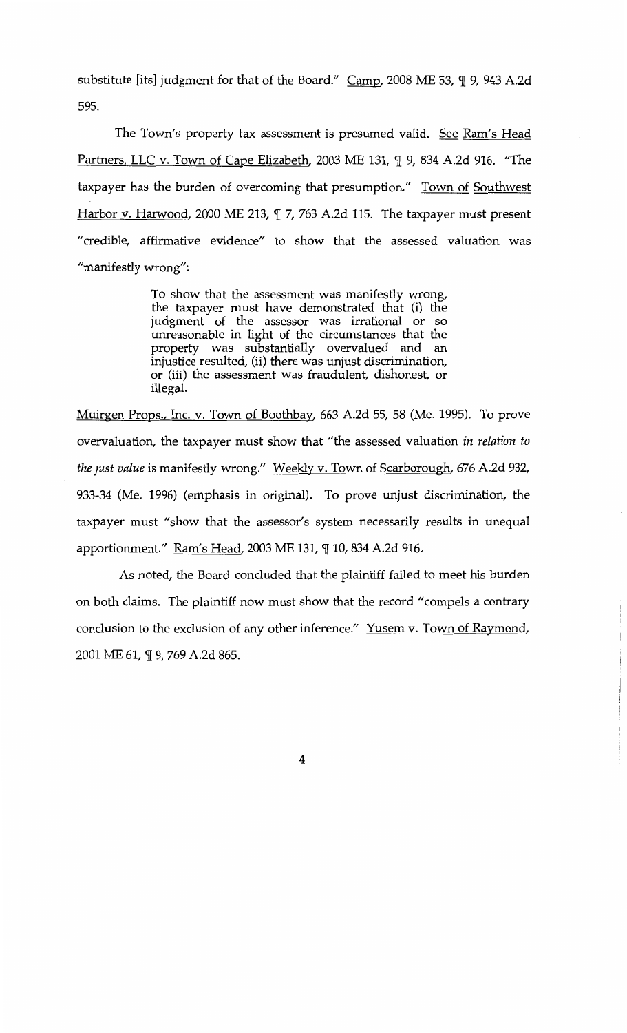substitute [its] judgment for that of the Board." Camp, 2008 ME 53, ¶ 9, 943 A.2d 595.

The Town's property tax assessment is presumed valid. See Ram's Head Partners, LLC v. Town of Cape Elizabeth, 2003 ME 131, ¶ 9, 834 A.2d 916. "The taxpayer has the burden of overcoming that presumption." Town of Southwest Harbor v. Harwood, 2000 ME 213, ¶ 7, 763 A.2d 115. The taxpayer must present "credible, affirmative evidence" to show that the assessed valuation was "manifestly wrong":

> To show that the assessment was manifestly wrong, the taxpayer must have demonstrated that (i) the judgment of the assessor was irrational or so unreasonable in light of the circumstances that the property was substantially overvalued and an injustice resulted, (ii) there was unjust discrimination, or (iii) the assessment was fraudulent, dishonest, or illegal.

Muirgen Props., Inc. v. Town of Boothbay, 663 A.2d 55, 58 (Me. 1995). To prove overvaluation, the taxpayer must show that "the assessed valuation *in relation to the just value* is manifestly wrong." Weekly v. Town of Scarborough, 676 A.2d 932, 933-34 (Me. 1996) (emphasis in original). To prove unjust discrimination, the taxpayer must "show that the assessor's system necessarily results in unequal apportionment." Ram's Head, 2003 ME 131, ¶ 10, 834 A.2d 916.

As noted, the Board concluded that the plaintiff failed to meet his burden on both claims. The plaintiff now must show that the record "compels a contrary conclusion to the exclusion of any other inference." Yusem v. Town of Raymond, 2001 ME 61, ¶ 9, 769 A.2d 865.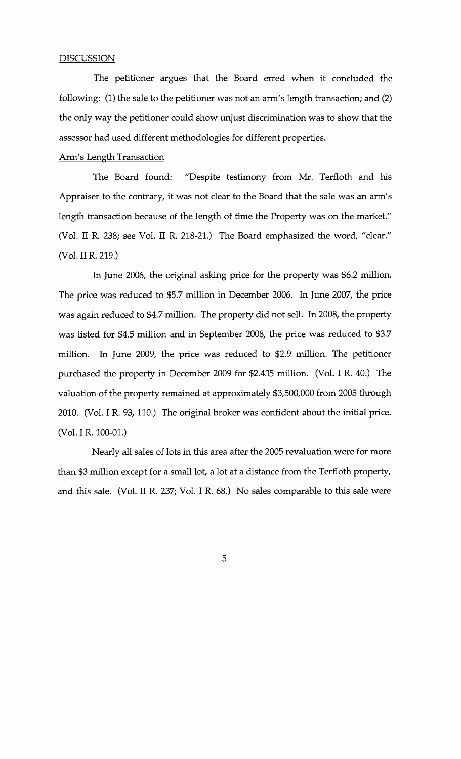DISCUSSION

The petitioner argues that the Board erred when it concluded the following: (1) the sale to the petitioner was not an arm's length transaction; and (2) the only way the petitioner could show unjust discrimination was to show that the assessor had used different methodologies for different properties.

Arm's Length Transaction

The Board found: "Despite testimony from Mr. Terfloth and his Appraiser to the contrary, it was not clear to the Board that the sale was an arm's length transaction because of the length of time the Property was on the market." (Vol. II R. 238; see Vol. II R. 218-21.) The Board emphasized the word, "clear." (Vol. II R. 219.)

In June 2006, the original asking price for the property was $6.2 million. The price was reduced to $5.7 million in December 2006. In June 2007, the price was again reduced to $4.7 million. The property did not sell. In 2008, the property was listed for $4.5 million and in September 2008, the price was reduced to $3.7 million. In June 2009, the price was reduced to $2.9 million. The petitioner purchased the property in December 2009 for $2.435 million. (Vol. I R. 40.) The valuation of the property remained at approximately $3,500,000 from 2005 through 2010. (Vol. I R. 93, 110.) The original broker was confident about the initial price. (Vol. I R. 100-01.)

Nearly all sales of lots in this area after the 2005 revaluation were for more than $3 million except for a small lot, a lot at a distance from the Terfloth property, and this sale. (Vol. II R. 237; Vol. I R. 68.) No sales comparable to this sale were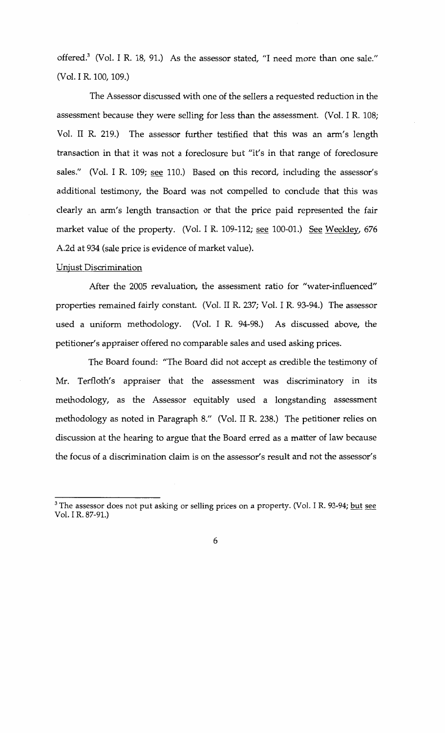offered.[3] (Vol. I R. 18, 91.) As the assessor stated, "I need more than one sale." (Vol. I R. 100, 109.)

The Assessor discussed with one of the sellers a requested reduction in the assessment because they were selling for less than the assessment. (Vol. I R. 108; Vol. II R. 219.) The assessor further testified that this was an arm's length transaction in that it was not a foreclosure but "it's in that range of foreclosure sales." (Vol. I R. 109; see 110.) Based on this record, including the assessor's additional testimony, the Board was not compelled to conclude that this was clearly an arm's length transaction or that the price paid represented the fair market value of the property. (Vol. I R. 109-112; see 100-01.) See Weekley, 676 A.2d at 934 (sale price is evidence of market value).

Unjust Discrimination

After the 2005 revaluation, the assessment ratio for "water-influenced" properties remained fairly constant. (Vol. II R. 237; Vol. I R. 93-94.) The assessor used a uniform methodology. (Vol. I R. 94-98.) As discussed above, the petitioner's appraiser offered no comparable sales and used asking prices.

The Board found: "The Board did not accept as credible the testimony of Mr. Terfloth's appraiser that the assessment was discriminatory in its methodology, as the Assessor equitably used a longstanding assessment methodology as noted in Paragraph 8." (Vol. II R. 238.) The petitioner relies on discussion at the hearing to argue that the Board erred as a matter of law because the focus of a discrimination claim is on the assessor's result and not the assessor's

---

[3] The assessor does not put asking or selling prices on a property. (Vol. I R. 93-94; but see Vol. I R. 87-91.)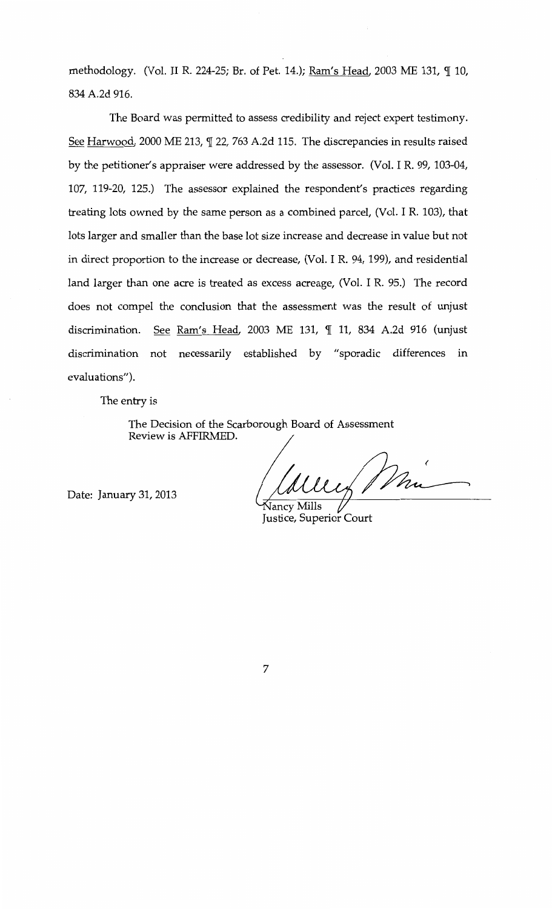methodology. (Vol. II R. 224-25; Br. of Pet. 14.); Ram's Head, 2003 ME 131, ¶ 10, 834 A.2d 916.

The Board was permitted to assess credibility and reject expert testimony. See Harwood, 2000 ME 213, ¶ 22, 763 A.2d 115. The discrepancies in results raised by the petitioner's appraiser were addressed by the assessor. (Vol. I R. 99, 103-04, 107, 119-20, 125.) The assessor explained the respondent's practices regarding treating lots owned by the same person as a combined parcel, (Vol. I R. 103), that lots larger and smaller than the base lot size increase and decrease in value but not in direct proportion to the increase or decrease, (Vol. I R. 94, 199), and residential land larger than one acre is treated as excess acreage, (Vol. I R. 95.) The record does not compel the conclusion that the assessment was the result of unjust discrimination. See Ram's Head, 2003 ME 131, ¶ 11, 834 A.2d 916 (unjust discrimination not necessarily established by "sporadic differences in evaluations").

The entry is

The Decision of the Scarborough Board of Assessment Review is AFFIRMED.

Date: January 31, 2013

Nancy Mills
Justice, Superior Court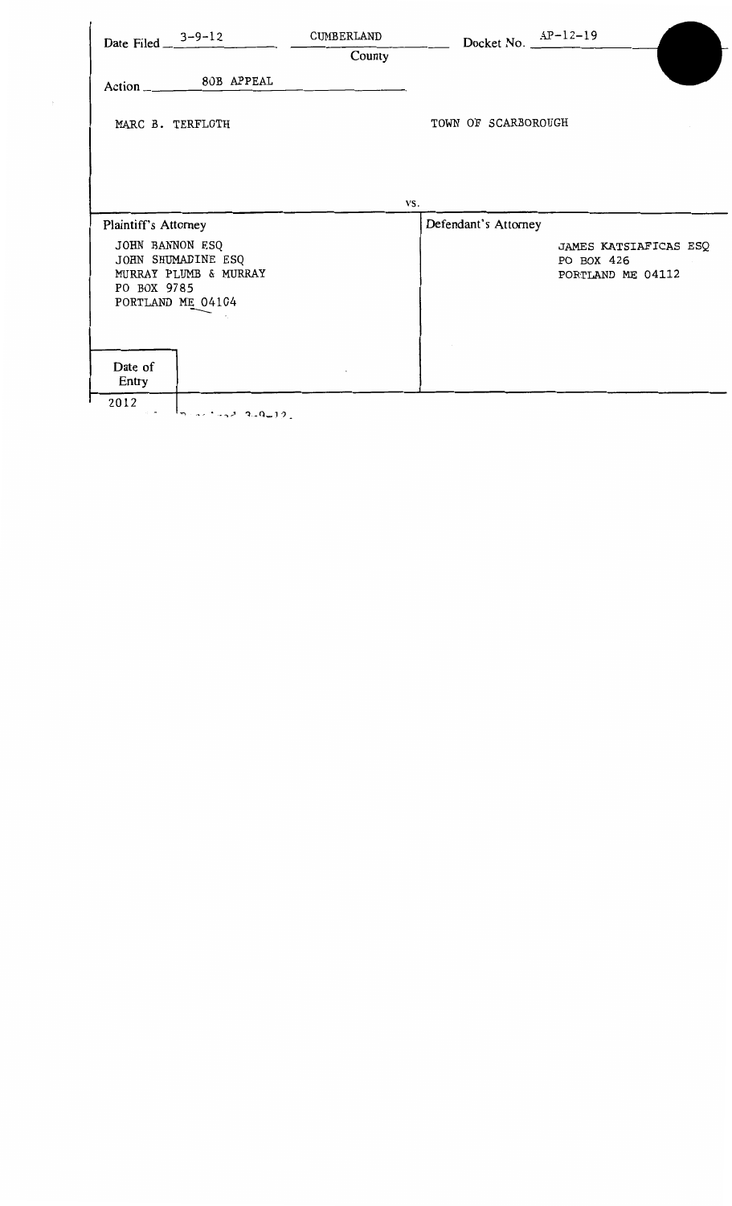Date Filed 3-9-12 CUMBERLAND County Docket No. AP-12-19

Action 80B APPEAL

MARC B. TERFLOTH

vs.

TOWN OF SCARBOROUGH

| Plaintiff's Attorney | Defendant's Attorney |
|---|---|
| JOHN BANNON ESQ<br>JOHN SHUMADINE ESQ<br>MURRAY PLUMB & MURRAY<br>PO BOX 9785<br>PORTLAND ME 04104 | JAMES KATSIAFICAS ESQ<br>PO BOX 426<br>PORTLAND ME 04112 |

| Date of Entry | |
|---|---|
| 2012 | Received 3-9-12. |